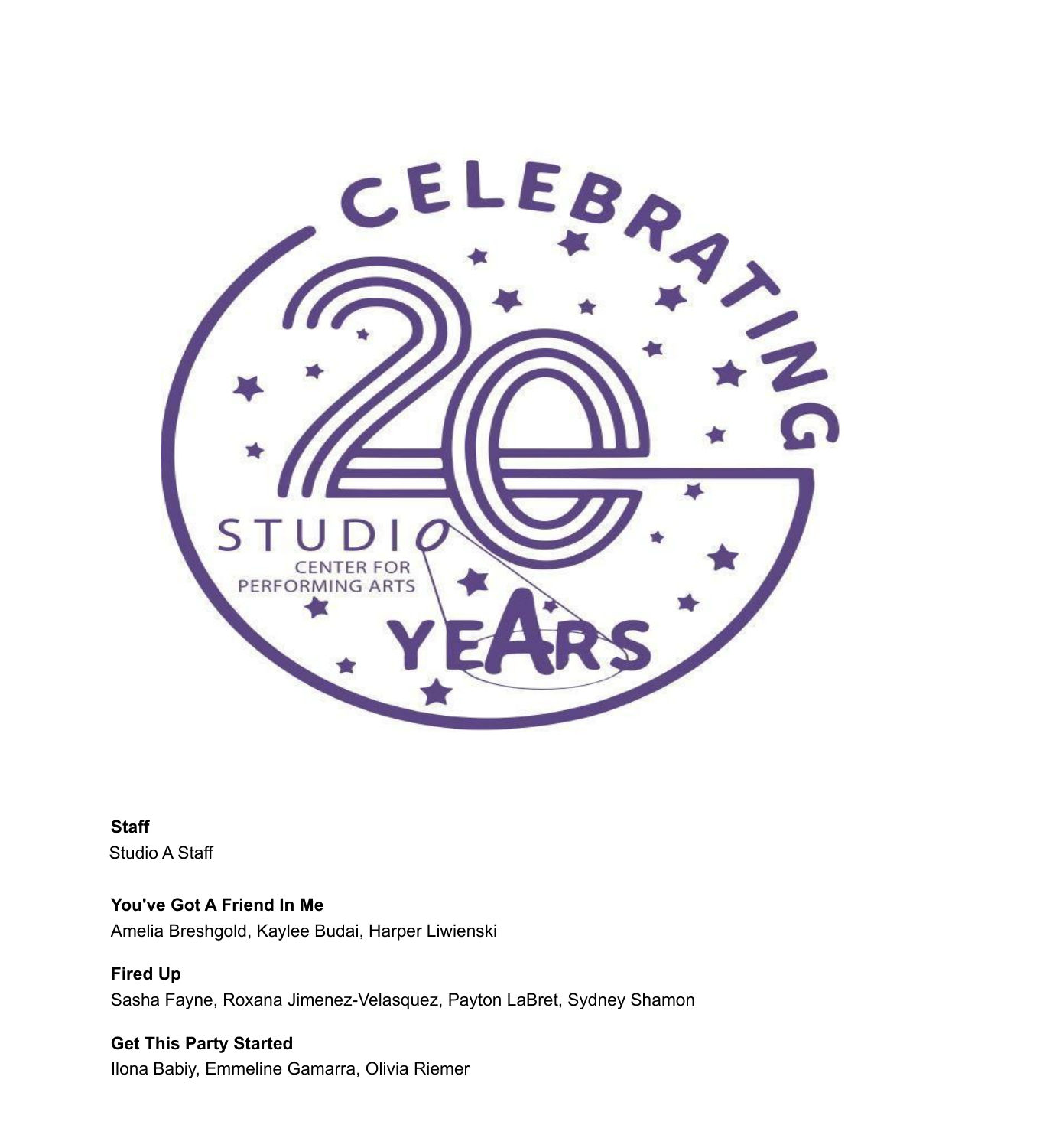CELEBRATING

20

STUDIO CENTER FOR PERFORMING ARTS

YEARS

**Staff**
Studio A Staff

**You've Got A Friend In Me**
Amelia Breshgold, Kaylee Budai, Harper Liwienski

**Fired Up**
Sasha Fayne, Roxana Jimenez-Velasquez, Payton LaBret, Sydney Shamon

**Get This Party Started**
Ilona Babiy, Emmeline Gamarra, Olivia Riemer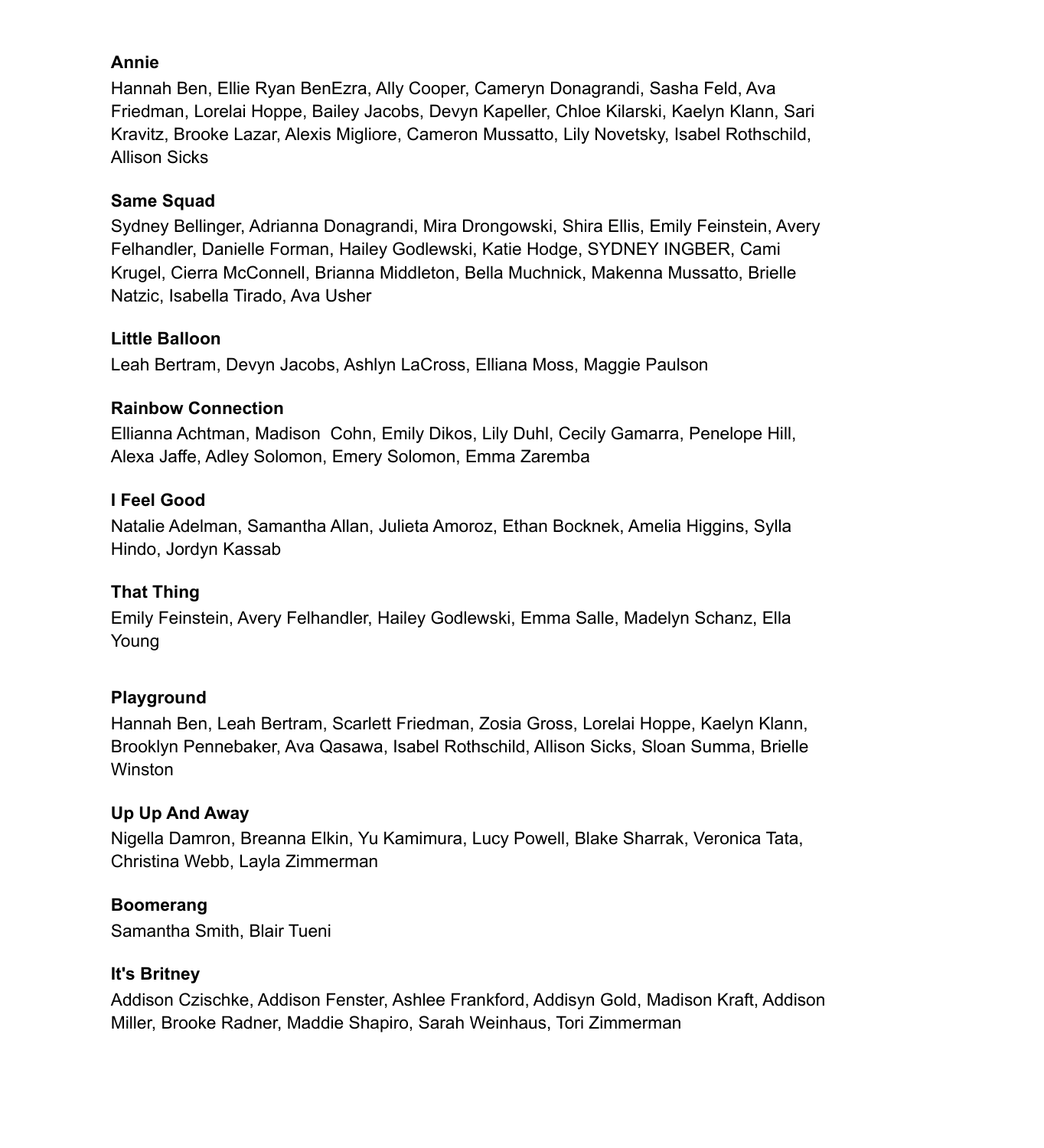**Annie**

Hannah Ben, Ellie Ryan BenEzra, Ally Cooper, Cameryn Donagrandi, Sasha Feld, Ava Friedman, Lorelai Hoppe, Bailey Jacobs, Devyn Kapeller, Chloe Kilarski, Kaelyn Klann, Sari Kravitz, Brooke Lazar, Alexis Migliore, Cameron Mussatto, Lily Novetsky, Isabel Rothschild, Allison Sicks

**Same Squad**

Sydney Bellinger, Adrianna Donagrandi, Mira Drongowski, Shira Ellis, Emily Feinstein, Avery Felhandler, Danielle Forman, Hailey Godlewski, Katie Hodge, SYDNEY INGBER, Cami Krugel, Cierra McConnell, Brianna Middleton, Bella Muchnick, Makenna Mussatto, Brielle Natzic, Isabella Tirado, Ava Usher

**Little Balloon**

Leah Bertram, Devyn Jacobs, Ashlyn LaCross, Elliana Moss, Maggie Paulson

**Rainbow Connection**

Ellianna Achtman, Madison Cohn, Emily Dikos, Lily Duhl, Cecily Gamarra, Penelope Hill, Alexa Jaffe, Adley Solomon, Emery Solomon, Emma Zaremba

**I Feel Good**

Natalie Adelman, Samantha Allan, Julieta Amoroz, Ethan Bocknek, Amelia Higgins, Sylla Hindo, Jordyn Kassab

**That Thing**

Emily Feinstein, Avery Felhandler, Hailey Godlewski, Emma Salle, Madelyn Schanz, Ella Young

**Playground**

Hannah Ben, Leah Bertram, Scarlett Friedman, Zosia Gross, Lorelai Hoppe, Kaelyn Klann, Brooklyn Pennebaker, Ava Qasawa, Isabel Rothschild, Allison Sicks, Sloan Summa, Brielle Winston

**Up Up And Away**

Nigella Damron, Breanna Elkin, Yu Kamimura, Lucy Powell, Blake Sharrak, Veronica Tata, Christina Webb, Layla Zimmerman

**Boomerang**

Samantha Smith, Blair Tueni

**It's Britney**

Addison Czischke, Addison Fenster, Ashlee Frankford, Addisyn Gold, Madison Kraft, Addison Miller, Brooke Radner, Maddie Shapiro, Sarah Weinhaus, Tori Zimmerman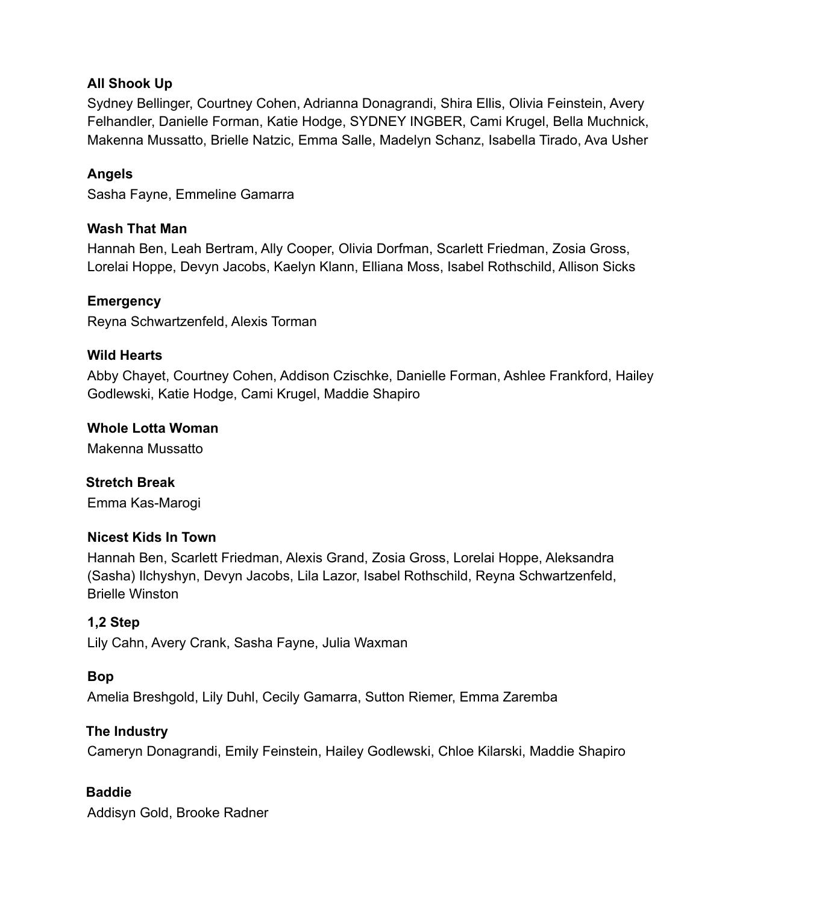**All Shook Up**

Sydney Bellinger, Courtney Cohen, Adrianna Donagrandi, Shira Ellis, Olivia Feinstein, Avery Felhandler, Danielle Forman, Katie Hodge, SYDNEY INGBER, Cami Krugel, Bella Muchnick, Makenna Mussatto, Brielle Natzic, Emma Salle, Madelyn Schanz, Isabella Tirado, Ava Usher

**Angels**

Sasha Fayne, Emmeline Gamarra

**Wash That Man**

Hannah Ben, Leah Bertram, Ally Cooper, Olivia Dorfman, Scarlett Friedman, Zosia Gross, Lorelai Hoppe, Devyn Jacobs, Kaelyn Klann, Elliana Moss, Isabel Rothschild, Allison Sicks

**Emergency**

Reyna Schwartzenfeld, Alexis Torman

**Wild Hearts**

Abby Chayet, Courtney Cohen, Addison Czischke, Danielle Forman, Ashlee Frankford, Hailey Godlewski, Katie Hodge, Cami Krugel, Maddie Shapiro

**Whole Lotta Woman**

Makenna Mussatto

**Stretch Break**

Emma Kas-Marogi

**Nicest Kids In Town**

Hannah Ben, Scarlett Friedman, Alexis Grand, Zosia Gross, Lorelai Hoppe, Aleksandra (Sasha) Ilchyshyn, Devyn Jacobs, Lila Lazor, Isabel Rothschild, Reyna Schwartzenfeld, Brielle Winston

**1,2 Step**

Lily Cahn, Avery Crank, Sasha Fayne, Julia Waxman

**Bop**

Amelia Breshgold, Lily Duhl, Cecily Gamarra, Sutton Riemer, Emma Zaremba

**The Industry**

Cameryn Donagrandi, Emily Feinstein, Hailey Godlewski, Chloe Kilarski, Maddie Shapiro

**Baddie**

Addisyn Gold, Brooke Radner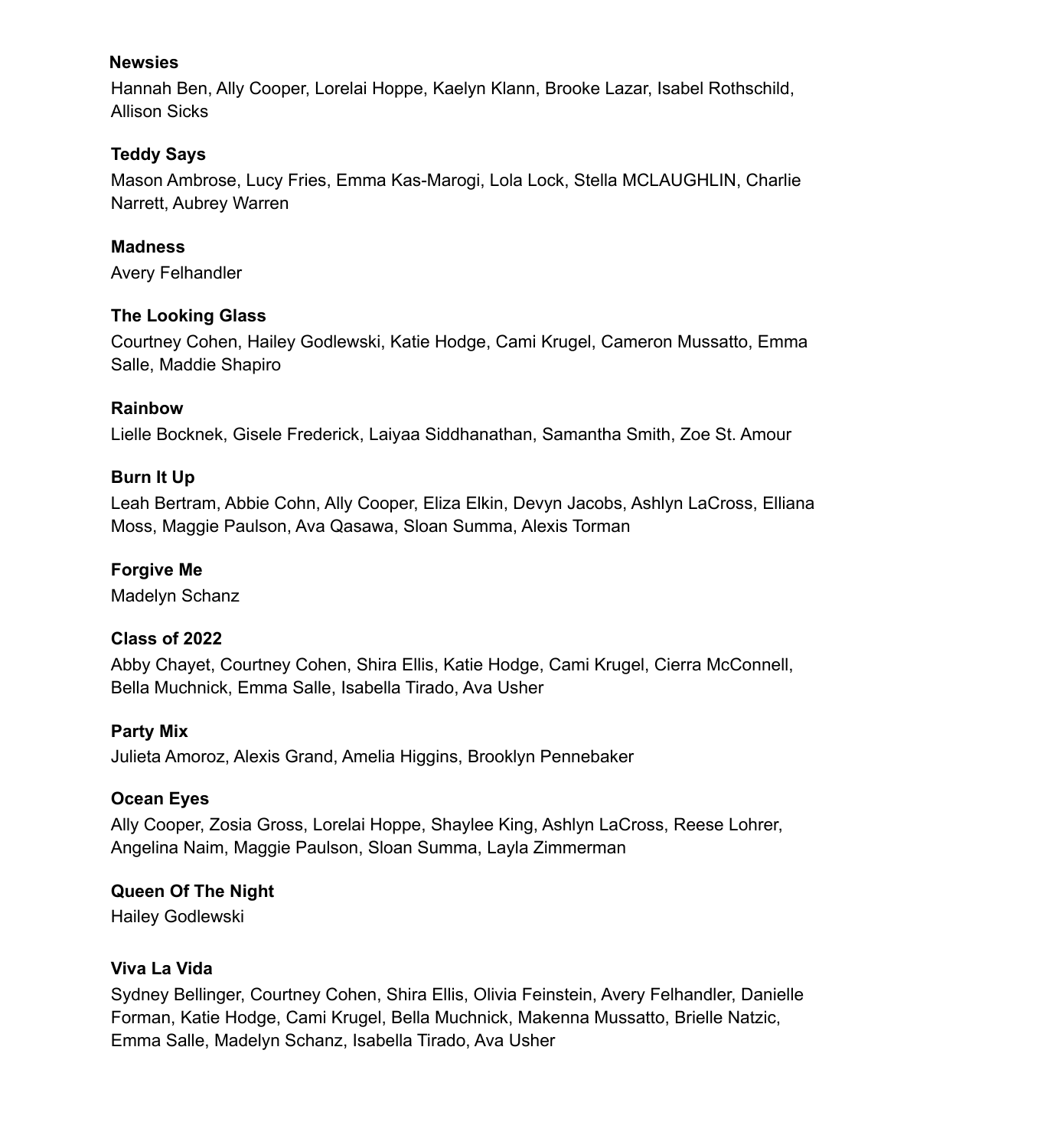**Newsies**

Hannah Ben, Ally Cooper, Lorelai Hoppe, Kaelyn Klann, Brooke Lazar, Isabel Rothschild, Allison Sicks

**Teddy Says**

Mason Ambrose, Lucy Fries, Emma Kas-Marogi, Lola Lock, Stella MCLAUGHLIN, Charlie Narrett, Aubrey Warren

**Madness**

Avery Felhandler

**The Looking Glass**

Courtney Cohen, Hailey Godlewski, Katie Hodge, Cami Krugel, Cameron Mussatto, Emma Salle, Maddie Shapiro

**Rainbow**

Lielle Bocknek, Gisele Frederick, Laiyaa Siddhanathan, Samantha Smith, Zoe St. Amour

**Burn It Up**

Leah Bertram, Abbie Cohn, Ally Cooper, Eliza Elkin, Devyn Jacobs, Ashlyn LaCross, Elliana Moss, Maggie Paulson, Ava Qasawa, Sloan Summa, Alexis Torman

**Forgive Me**

Madelyn Schanz

**Class of 2022**

Abby Chayet, Courtney Cohen, Shira Ellis, Katie Hodge, Cami Krugel, Cierra McConnell, Bella Muchnick, Emma Salle, Isabella Tirado, Ava Usher

**Party Mix**

Julieta Amoroz, Alexis Grand, Amelia Higgins, Brooklyn Pennebaker

**Ocean Eyes**

Ally Cooper, Zosia Gross, Lorelai Hoppe, Shaylee King, Ashlyn LaCross, Reese Lohrer, Angelina Naim, Maggie Paulson, Sloan Summa, Layla Zimmerman

**Queen Of The Night**

Hailey Godlewski

**Viva La Vida**

Sydney Bellinger, Courtney Cohen, Shira Ellis, Olivia Feinstein, Avery Felhandler, Danielle Forman, Katie Hodge, Cami Krugel, Bella Muchnick, Makenna Mussatto, Brielle Natzic, Emma Salle, Madelyn Schanz, Isabella Tirado, Ava Usher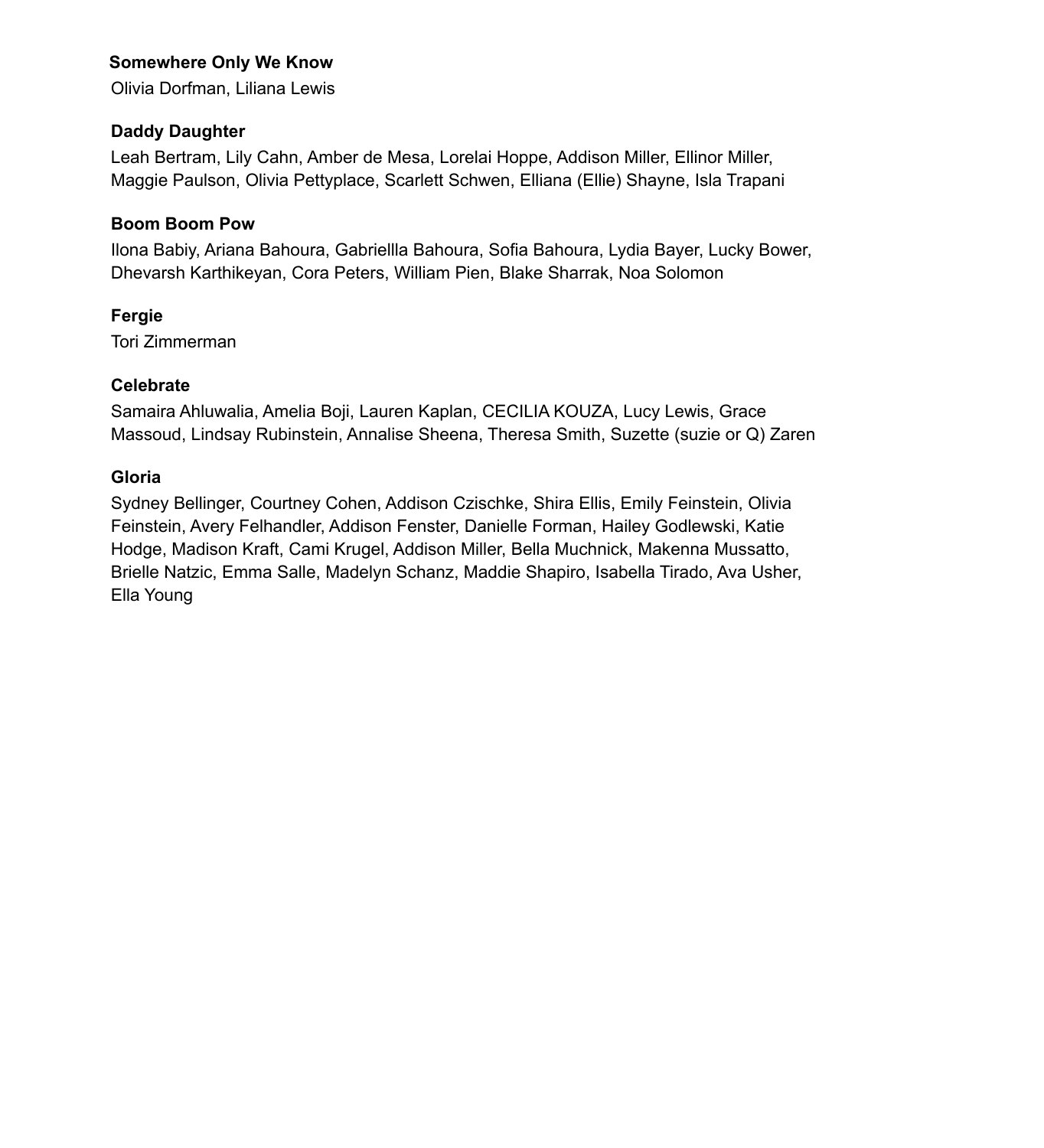**Somewhere Only We Know**

Olivia Dorfman, Liliana Lewis

**Daddy Daughter**

Leah Bertram, Lily Cahn, Amber de Mesa, Lorelai Hoppe, Addison Miller, Ellinor Miller, Maggie Paulson, Olivia Pettyplace, Scarlett Schwen, Elliana (Ellie) Shayne, Isla Trapani

**Boom Boom Pow**

Ilona Babiy, Ariana Bahoura, Gabriellla Bahoura, Sofia Bahoura, Lydia Bayer, Lucky Bower, Dhevarsh Karthikeyan, Cora Peters, William Pien, Blake Sharrak, Noa Solomon

**Fergie**

Tori Zimmerman

**Celebrate**

Samaira Ahluwalia, Amelia Boji, Lauren Kaplan, CECILIA KOUZA, Lucy Lewis, Grace Massoud, Lindsay Rubinstein, Annalise Sheena, Theresa Smith, Suzette (suzie or Q) Zaren

**Gloria**

Sydney Bellinger, Courtney Cohen, Addison Czischke, Shira Ellis, Emily Feinstein, Olivia Feinstein, Avery Felhandler, Addison Fenster, Danielle Forman, Hailey Godlewski, Katie Hodge, Madison Kraft, Cami Krugel, Addison Miller, Bella Muchnick, Makenna Mussatto, Brielle Natzic, Emma Salle, Madelyn Schanz, Maddie Shapiro, Isabella Tirado, Ava Usher, Ella Young